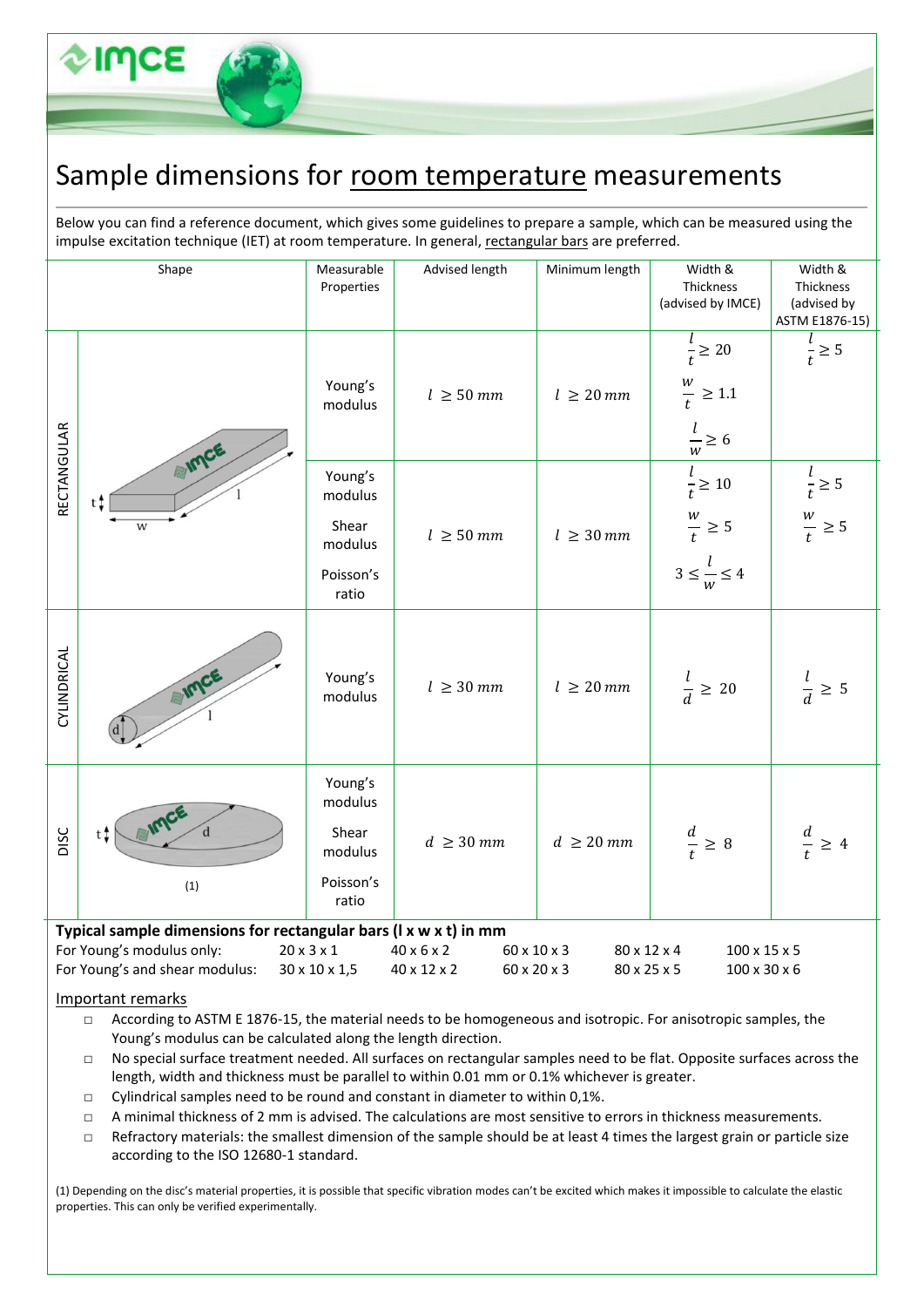# Sample dimensions for <u>room temperature</u> measurements

Below you can find a reference document, which gives some guidelines to prepare a sample, which can be measured using the impulse excitation technique (IET) at room temperature. In general, <u>rectangular bars</u> are preferred.

| Shape | | Measurable Properties | Advised length | Minimum length | Width & Thickness (advised by IMCE) | Width & Thickness (advised by ASTM E1876-15) |
|---|---|---|---|---|---|---|
| RECTANGULAR | | Young's modulus | $l \geq 50\,mm$ | $l \geq 20\,mm$ | $\frac{l}{t} \geq 20$ <br> $\frac{w}{t} \geq 1.1$ <br> $\frac{l}{w} \geq 6$ | $\frac{l}{t} \geq 5$ |
| | | Young's modulus <br> Shear modulus <br> Poisson's ratio | $l \geq 50\,mm$ | $l \geq 30\,mm$ | $\frac{l}{t} \geq 10$ <br> $\frac{w}{t} \geq 5$ <br> $3 \leq \frac{l}{w} \leq 4$ | $\frac{l}{t} \geq 5$ <br> $\frac{w}{t} \geq 5$ |
| CYLINDRICAL | | Young's modulus | $l \geq 30\,mm$ | $l \geq 20\,mm$ | $\frac{l}{d} \geq 20$ | $\frac{l}{d} \geq 5$ |
| DISC | (1) | Young's modulus <br> Shear modulus <br> Poisson's ratio | $d \geq 30\,mm$ | $d \geq 20\,mm$ | $\frac{d}{t} \geq 8$ | $\frac{d}{t} \geq 4$ |

**Typical sample dimensions for rectangular bars (l x w x t) in mm**

| | | | | | |
|---|---|---|---|---|---|
| For Young's modulus only: | 20 x 3 x 1 | 40 x 6 x 2 | 60 x 10 x 3 | 80 x 12 x 4 | 100 x 15 x 5 |
| For Young's and shear modulus: | 30 x 10 x 1,5 | 40 x 12 x 2 | 60 x 20 x 3 | 80 x 25 x 5 | 100 x 30 x 6 |

<u>Important remarks</u>

- According to ASTM E 1876-15, the material needs to be homogeneous and isotropic. For anisotropic samples, the Young's modulus can be calculated along the length direction.
- No special surface treatment needed. All surfaces on rectangular samples need to be flat. Opposite surfaces across the length, width and thickness must be parallel to within 0.01 mm or 0.1% whichever is greater.
- Cylindrical samples need to be round and constant in diameter to within 0,1%.
- A minimal thickness of 2 mm is advised. The calculations are most sensitive to errors in thickness measurements.
- Refractory materials: the smallest dimension of the sample should be at least 4 times the largest grain or particle size according to the ISO 12680-1 standard.

(1) Depending on the disc's material properties, it is possible that specific vibration modes can't be excited which makes it impossible to calculate the elastic properties. This can only be verified experimentally.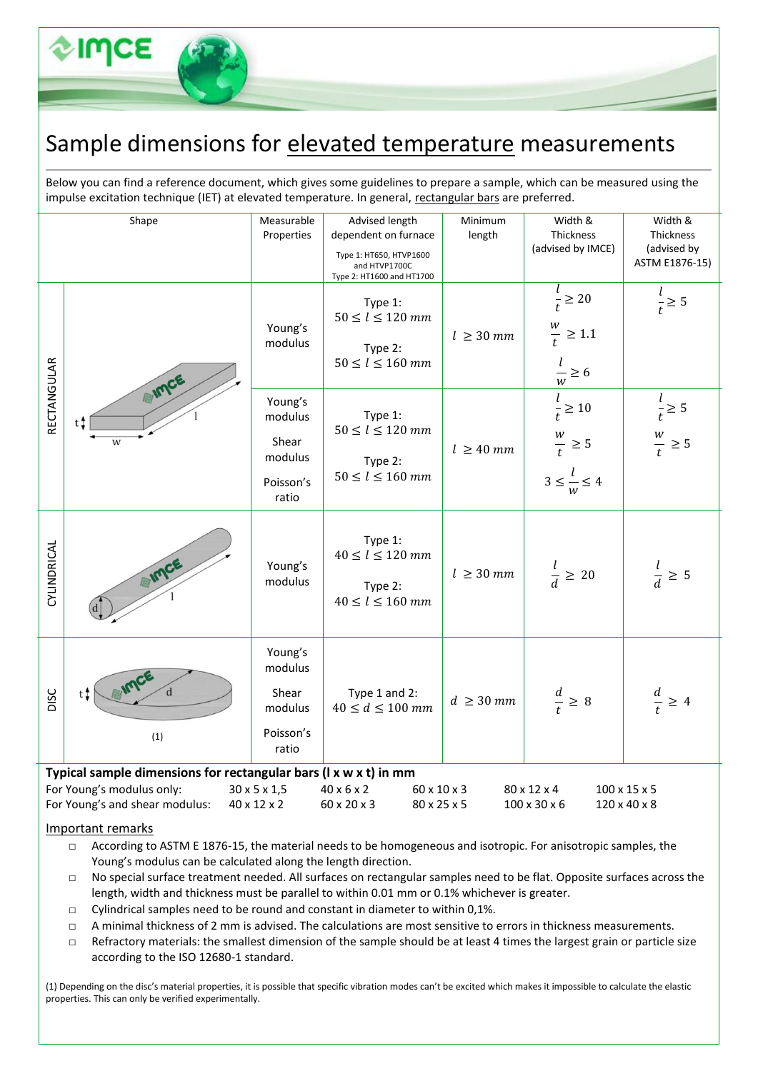# Sample dimensions for elevated temperature measurements

Below you can find a reference document, which gives some guidelines to prepare a sample, which can be measured using the impulse excitation technique (IET) at elevated temperature. In general, rectangular bars are preferred.

| Shape | | Measurable Properties | Advised length dependent on furnace<br>Type 1: HT650, HTVP1600 and HTVP1700C<br>Type 2: HT1600 and HT1700 | Minimum length | Width & Thickness (advised by IMCE) | Width & Thickness (advised by ASTM E1876-15) |
|---|---|---|---|---|---|---|
| RECTANGULAR | t, w, l | Young's modulus | Type 1: $50 \leq l \leq 120\ mm$<br>Type 2: $50 \leq l \leq 160\ mm$ | $l \geq 30\ mm$ | $\frac{l}{t} \geq 20$<br>$\frac{w}{t} \geq 1.1$<br>$\frac{l}{w} \geq 6$ | $\frac{l}{t} \geq 5$ |
| | | Young's modulus<br>Shear modulus<br>Poisson's ratio | Type 1: $50 \leq l \leq 120\ mm$<br>Type 2: $50 \leq l \leq 160\ mm$ | $l \geq 40\ mm$ | $\frac{l}{t} \geq 10$<br>$\frac{w}{t} \geq 5$<br>$3 \leq \frac{l}{w} \leq 4$ | $\frac{l}{t} \geq 5$<br>$\frac{w}{t} \geq 5$ |
| CYLINDRICAL | d, l | Young's modulus | Type 1: $40 \leq l \leq 120\ mm$<br>Type 2: $40 \leq l \leq 160\ mm$ | $l \geq 30\ mm$ | $\frac{l}{d} \geq 20$ | $\frac{l}{d} \geq 5$ |
| DISC | t, d<br>(1) | Young's modulus<br>Shear modulus<br>Poisson's ratio | Type 1 and 2: $40 \leq d \leq 100\ mm$ | $d \geq 30\ mm$ | $\frac{d}{t} \geq 8$ | $\frac{d}{t} \geq 4$ |

**Typical sample dimensions for rectangular bars (l x w x t) in mm**

| | | | | | |
|---|---|---|---|---|---|
| For Young's modulus only: | 30 x 5 x 1,5 | 40 x 6 x 2 | 60 x 10 x 3 | 80 x 12 x 4 | 100 x 15 x 5 |
| For Young's and shear modulus: | 40 x 12 x 2 | 60 x 20 x 3 | 80 x 25 x 5 | 100 x 30 x 6 | 120 x 40 x 8 |

Important remarks

- According to ASTM E 1876-15, the material needs to be homogeneous and isotropic. For anisotropic samples, the Young's modulus can be calculated along the length direction.
- No special surface treatment needed. All surfaces on rectangular samples need to be flat. Opposite surfaces across the length, width and thickness must be parallel to within 0.01 mm or 0.1% whichever is greater.
- Cylindrical samples need to be round and constant in diameter to within 0,1%.
- A minimal thickness of 2 mm is advised. The calculations are most sensitive to errors in thickness measurements.
- Refractory materials: the smallest dimension of the sample should be at least 4 times the largest grain or particle size according to the ISO 12680-1 standard.

(1) Depending on the disc's material properties, it is possible that specific vibration modes can't be excited which makes it impossible to calculate the elastic properties. This can only be verified experimentally.